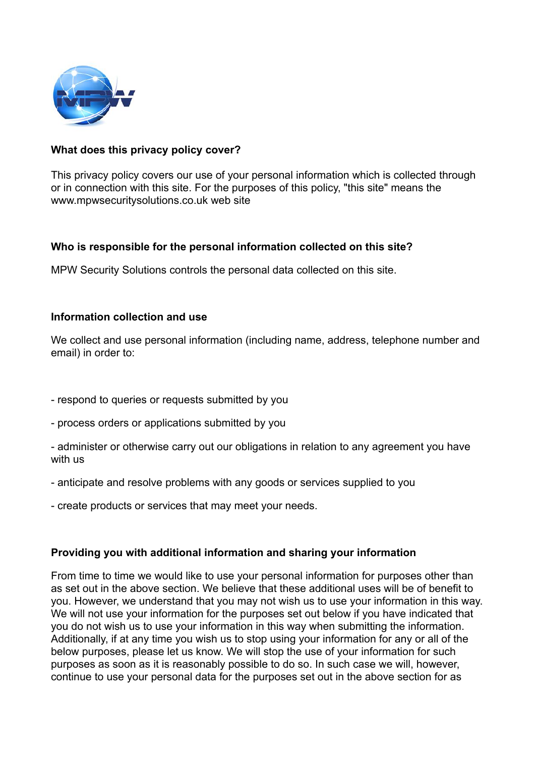### What does this privacy policy cover?

This privacy policy covers our use of your personal information which is collected through or in connection with this site. For the purposes of this policy, "this site" means the www.mpwsecuritysolutions.co.uk web site

### Who is responsible for the personal information collected on this site?

MPW Security Solutions controls the personal data collected on this site.

### Information collection and use

We collect and use personal information (including name, address, telephone number and email) in order to:

- respond to queries or requests submitted by you
- process orders or applications submitted by you
- administer or otherwise carry out our obligations in relation to any agreement you have with us
- anticipate and resolve problems with any goods or services supplied to you
- create products or services that may meet your needs.

### Providing you with additional information and sharing your information

From time to time we would like to use your personal information for purposes other than as set out in the above section. We believe that these additional uses will be of benefit to you. However, we understand that you may not wish us to use your information in this way. We will not use your information for the purposes set out below if you have indicated that you do not wish us to use your information in this way when submitting the information. Additionally, if at any time you wish us to stop using your information for any or all of the below purposes, please let us know. We will stop the use of your information for such purposes as soon as it is reasonably possible to do so. In such case we will, however, continue to use your personal data for the purposes set out in the above section for as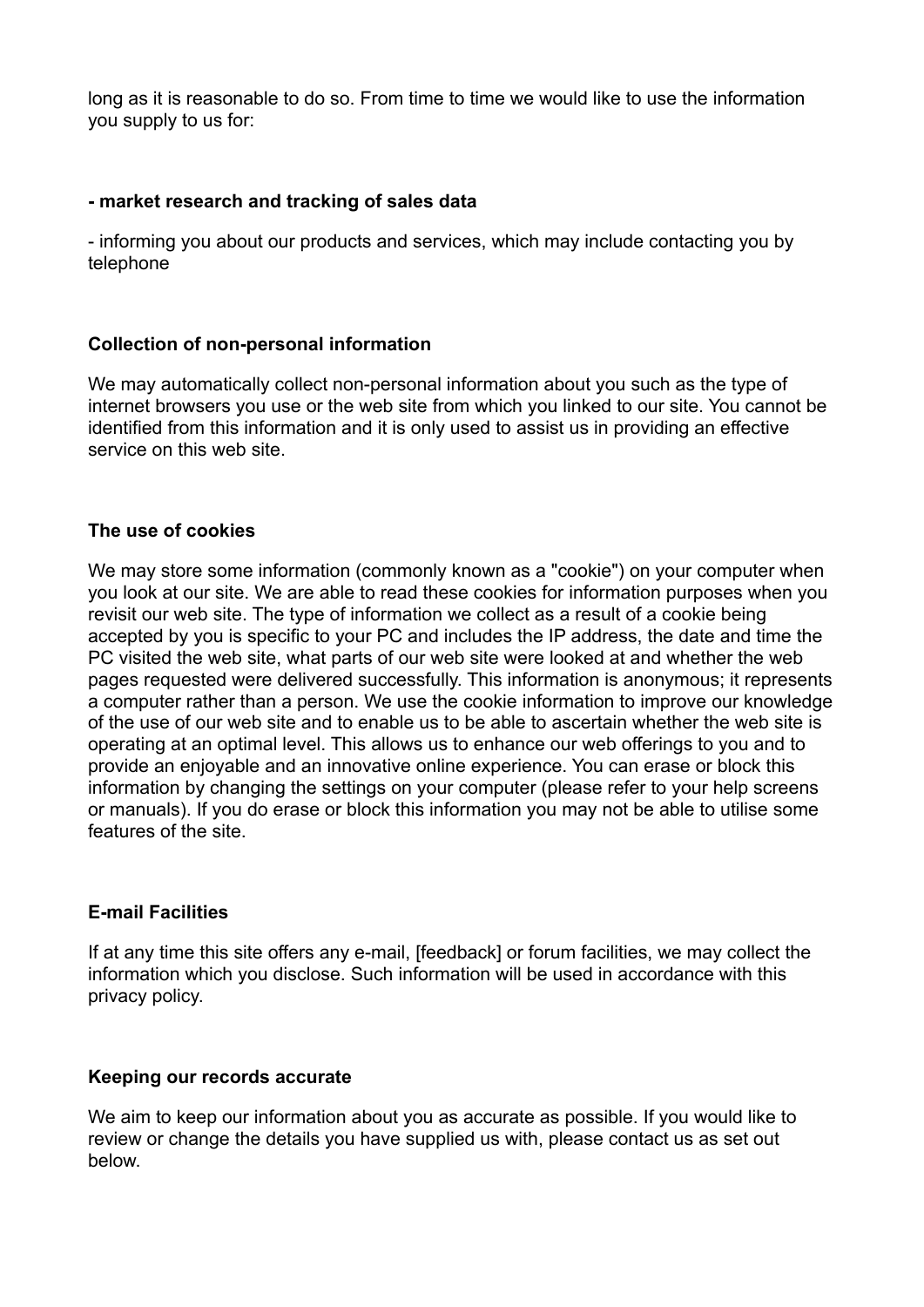long as it is reasonable to do so. From time to time we would like to use the information you supply to us for:

**- market research and tracking of sales data**

- informing you about our products and services, which may include contacting you by telephone

**Collection of non-personal information**

We may automatically collect non-personal information about you such as the type of internet browsers you use or the web site from which you linked to our site. You cannot be identified from this information and it is only used to assist us in providing an effective service on this web site.

**The use of cookies**

We may store some information (commonly known as a "cookie") on your computer when you look at our site. We are able to read these cookies for information purposes when you revisit our web site. The type of information we collect as a result of a cookie being accepted by you is specific to your PC and includes the IP address, the date and time the PC visited the web site, what parts of our web site were looked at and whether the web pages requested were delivered successfully. This information is anonymous; it represents a computer rather than a person. We use the cookie information to improve our knowledge of the use of our web site and to enable us to be able to ascertain whether the web site is operating at an optimal level. This allows us to enhance our web offerings to you and to provide an enjoyable and an innovative online experience. You can erase or block this information by changing the settings on your computer (please refer to your help screens or manuals). If you do erase or block this information you may not be able to utilise some features of the site.

**E-mail Facilities**

If at any time this site offers any e-mail, [feedback] or forum facilities, we may collect the information which you disclose. Such information will be used in accordance with this privacy policy.

**Keeping our records accurate**

We aim to keep our information about you as accurate as possible. If you would like to review or change the details you have supplied us with, please contact us as set out below.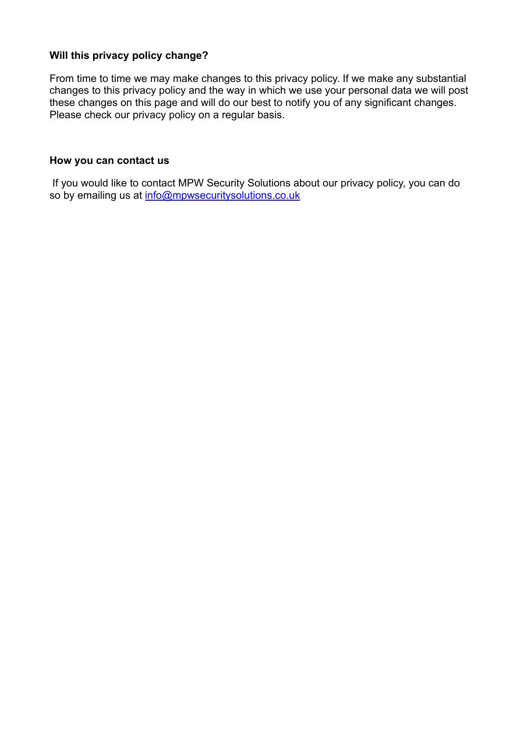**Will this privacy policy change?**

From time to time we may make changes to this privacy policy. If we make any substantial changes to this privacy policy and the way in which we use your personal data we will post these changes on this page and will do our best to notify you of any significant changes. Please check our privacy policy on a regular basis.

**How you can contact us**

If you would like to contact MPW Security Solutions about our privacy policy, you can do so by emailing us at [info@mpwsecuritysolutions.co.uk](mailto:info@mpwsecuritysolutions.co.uk)